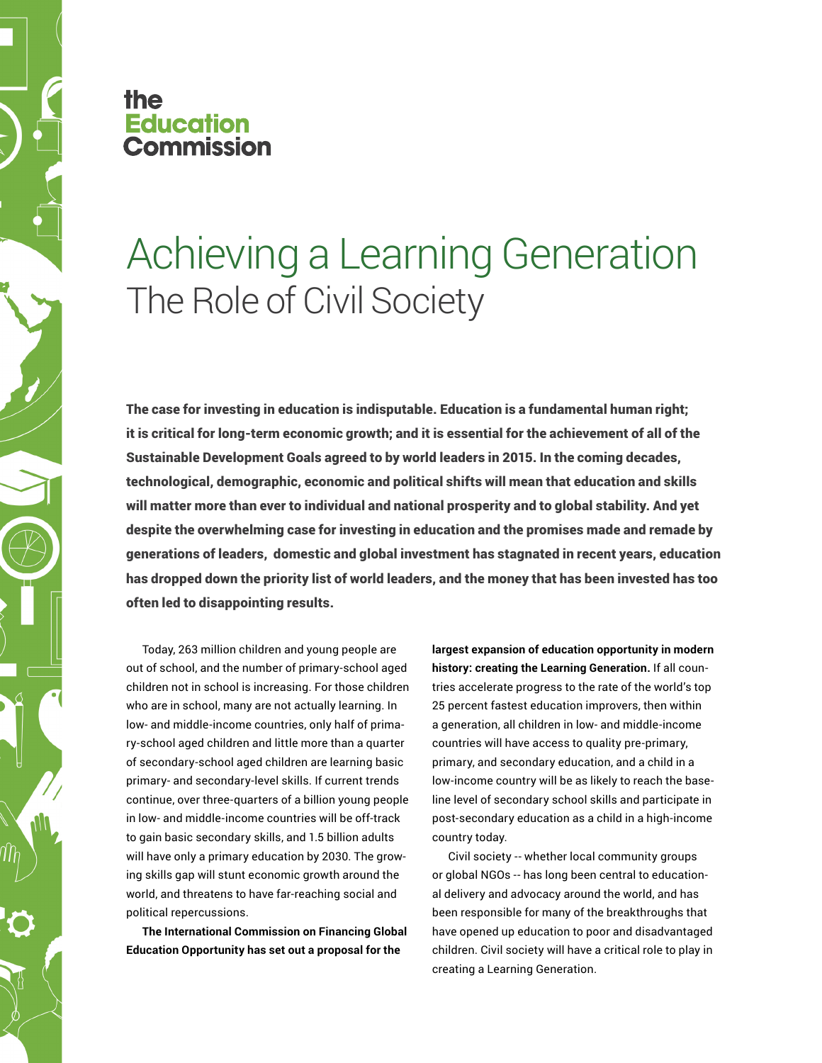the **Education** Commission

# Achieving a Learning Generation

## The Role of Civil Society

**The case for investing in education is indisputable. Education is a fundamental human right; it is critical for long-term economic growth; and it is essential for the achievement of all of the Sustainable Development Goals agreed to by world leaders in 2015. In the coming decades, technological, demographic, economic and political shifts will mean that education and skills will matter more than ever to individual and national prosperity and to global stability. And yet despite the overwhelming case for investing in education and the promises made and remade by generations of leaders, domestic and global investment has stagnated in recent years, education has dropped down the priority list of world leaders, and the money that has been invested has too often led to disappointing results.**

Today, 263 million children and young people are out of school, and the number of primary-school aged children not in school is increasing. For those children who are in school, many are not actually learning. In low- and middle-income countries, only half of primary-school aged children and little more than a quarter of secondary-school aged children are learning basic primary- and secondary-level skills. If current trends continue, over three-quarters of a billion young people in low- and middle-income countries will be off-track to gain basic secondary skills, and 1.5 billion adults will have only a primary education by 2030. The growing skills gap will stunt economic growth around the world, and threatens to have far-reaching social and political repercussions.

**The International Commission on Financing Global Education Opportunity has set out a proposal for the largest expansion of education opportunity in modern history: creating the Learning Generation.** If all countries accelerate progress to the rate of the world's top 25 percent fastest education improvers, then within a generation, all children in low- and middle-income countries will have access to quality pre-primary, primary, and secondary education, and a child in a low-income country will be as likely to reach the baseline level of secondary school skills and participate in post-secondary education as a child in a high-income country today.

Civil society -- whether local community groups or global NGOs -- has long been central to educational delivery and advocacy around the world, and has been responsible for many of the breakthroughs that have opened up education to poor and disadvantaged children. Civil society will have a critical role to play in creating a Learning Generation.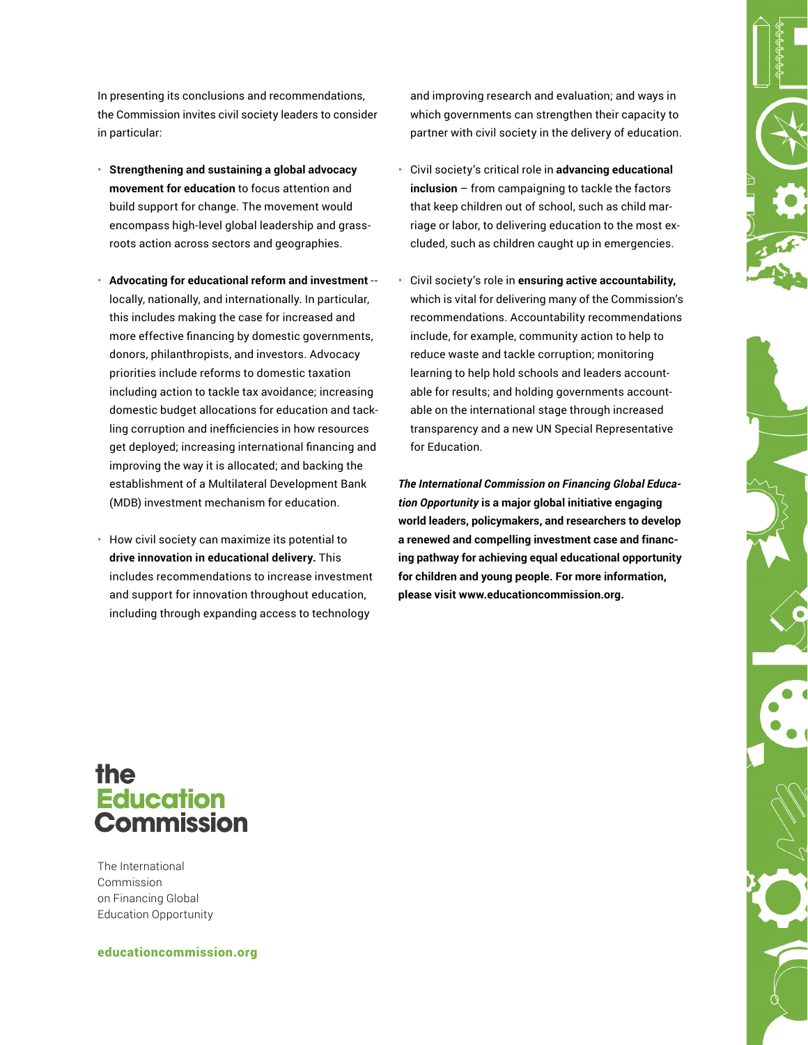In presenting its conclusions and recommendations, the Commission invites civil society leaders to consider in particular:

- **Strengthening and sustaining a global advocacy movement for education** to focus attention and build support for change. The movement would encompass high-level global leadership and grassroots action across sectors and geographies.

- **Advocating for educational reform and investment** -- locally, nationally, and internationally. In particular, this includes making the case for increased and more effective financing by domestic governments, donors, philanthropists, and investors. Advocacy priorities include reforms to domestic taxation including action to tackle tax avoidance; increasing domestic budget allocations for education and tackling corruption and inefficiencies in how resources get deployed; increasing international financing and improving the way it is allocated; and backing the establishment of a Multilateral Development Bank (MDB) investment mechanism for education.

- How civil society can maximize its potential to **drive innovation in educational delivery.** This includes recommendations to increase investment and support for innovation throughout education, including through expanding access to technology and improving research and evaluation; and ways in which governments can strengthen their capacity to partner with civil society in the delivery of education.

- Civil society's critical role in **advancing educational inclusion** – from campaigning to tackle the factors that keep children out of school, such as child marriage or labor, to delivering education to the most excluded, such as children caught up in emergencies.

- Civil society's role in **ensuring active accountability,** which is vital for delivering many of the Commission's recommendations. Accountability recommendations include, for example, community action to help to reduce waste and tackle corruption; monitoring learning to help hold schools and leaders accountable for results; and holding governments accountable on the international stage through increased transparency and a new UN Special Representative for Education.

***The International Commission on Financing Global Education Opportunity*** **is a major global initiative engaging world leaders, policymakers, and researchers to develop a renewed and compelling investment case and financing pathway for achieving equal educational opportunity for children and young people. For more information, please visit www.educationcommission.org.**

**the Education Commission**

The International Commission on Financing Global Education Opportunity

educationcommission.org